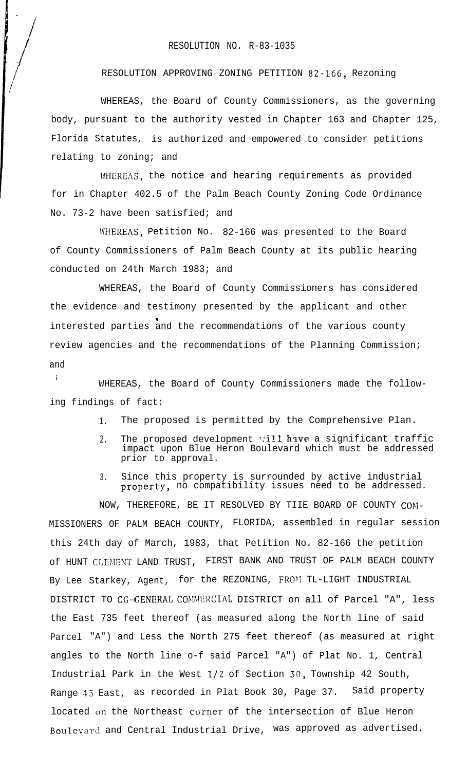RESOLUTION NO. R-83-1035

RESOLUTION APPROVING ZONING PETITION 82-166, Rezoning

WHEREAS, the Board of County Commissioners, as the governing body, pursuant to the authority vested in Chapter 163 and Chapter 125, Florida Statutes, is authorized and empowered to consider petitions relating to zoning; and

WHEREAS, the notice and hearing requirements as provided for in Chapter 402.5 of the Palm Beach County Zoning Code Ordinance No. 73-2 have been satisfied; and

WHEREAS, Petition No. 82-166 was presented to the Board of County Commissioners of Palm Beach County at its public hearing conducted on 24th March 1983; and

WHEREAS, the Board of County Commissioners has considered the evidence and testimony presented by the applicant and other interested parties and the recommendations of the various county review agencies and the recommendations of the Planning Commission; and

WHEREAS, the Board of County Commissioners made the following findings of fact:

1. The proposed is permitted by the Comprehensive Plan.
2. The proposed development will have a significant traffic impact upon Blue Heron Boulevard which must be addressed prior to approval.
3. Since this property is surrounded by active industrial property, no compatibility issues need to be addressed.

NOW, THEREFORE, BE IT RESOLVED BY THE BOARD OF COUNTY COMMISSIONERS OF PALM BEACH COUNTY, FLORIDA, assembled in regular session this 24th day of March, 1983, that Petition No. 82-166 the petition of HUNT CLEMENT LAND TRUST, FIRST BANK AND TRUST OF PALM BEACH COUNTY By Lee Starkey, Agent, for the REZONING, FROM TL-LIGHT INDUSTRIAL DISTRICT TO CG-GENERAL COMMERCIAL DISTRICT on all of Parcel "A", less the East 735 feet thereof (as measured along the North line of said Parcel "A") and Less the North 275 feet thereof (as measured at right angles to the North line o-f said Parcel "A") of Plat No. 1, Central Industrial Park in the West 1/2 of Section 30, Township 42 South, Range 43 East, as recorded in Plat Book 30, Page 37. Said property located on the Northeast corner of the intersection of Blue Heron Boulevard and Central Industrial Drive, was approved as advertised.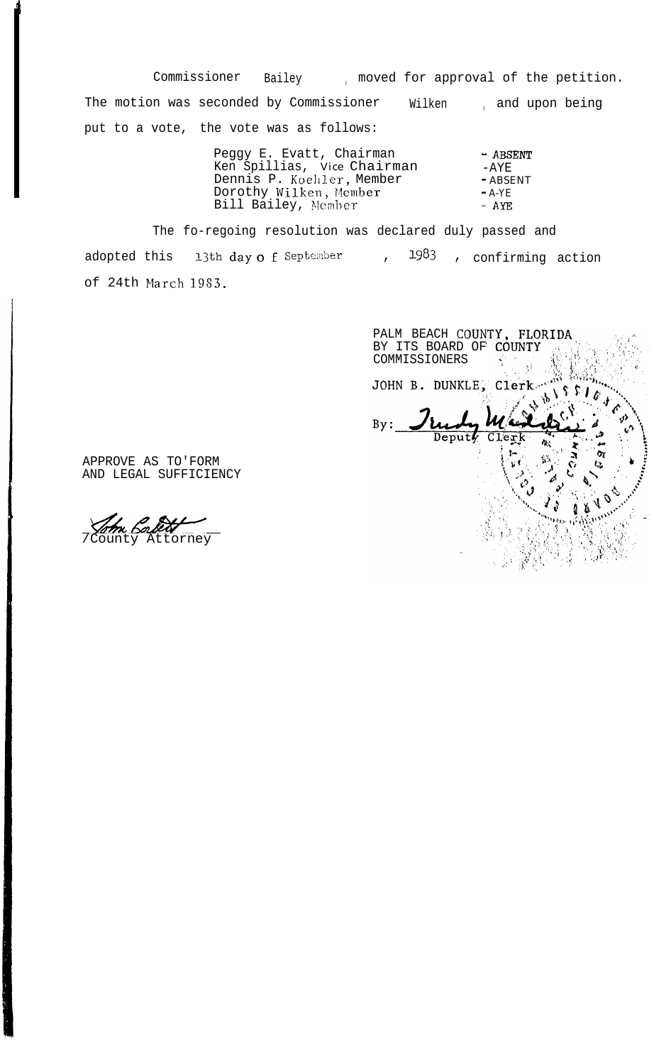Commissioner Bailey, moved for approval of the petition. The motion was seconded by Commissioner Wilken, and upon being put to a vote, the vote was as follows:

| | |
|---|---|
| Peggy E. Evatt, Chairman | - ABSENT |
| Ken Spillias, Vice Chairman | -AYE |
| Dennis P. Koehler, Member | - ABSENT |
| Dorothy Wilken, Member | - A-YE |
| Bill Bailey, Member | - AYE |

The fo-regoing resolution was declared duly passed and adopted this 13th day of September, 1983, confirming action of 24th March 1983.

PALM BEACH COUNTY, FLORIDA
BY ITS BOARD OF COUNTY
COMMISSIONERS

JOHN B. DUNKLE, Clerk

By: ______________________
Deputy Clerk

APPROVE AS TO'FORM
AND LEGAL SUFFICIENCY

______________________
County Attorney